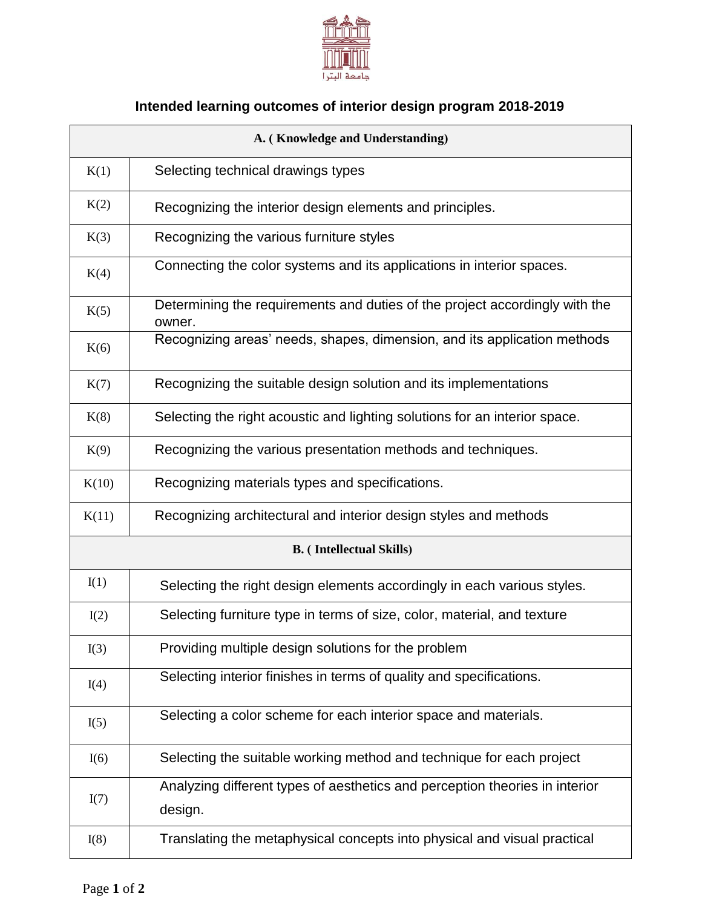جامعة البترا

# Intended learning outcomes of interior design program 2018-2019

| A. ( Knowledge and Understanding) | |
|---|---|
| K(1) | Selecting technical drawings types |
| K(2) | Recognizing the interior design elements and principles. |
| K(3) | Recognizing the various furniture styles |
| K(4) | Connecting the color systems and its applications in interior spaces. |
| K(5) | Determining the requirements and duties of the project accordingly with the owner. |
| K(6) | Recognizing areas' needs, shapes, dimension, and its application methods |
| K(7) | Recognizing the suitable design solution and its implementations |
| K(8) | Selecting the right acoustic and lighting solutions for an interior space. |
| K(9) | Recognizing the various presentation methods and techniques. |
| K(10) | Recognizing materials types and specifications. |
| K(11) | Recognizing architectural and interior design styles and methods |
| **B. ( Intellectual Skills)** | |
| I(1) | Selecting the right design elements accordingly in each various styles. |
| I(2) | Selecting furniture type in terms of size, color, material, and texture |
| I(3) | Providing multiple design solutions for the problem |
| I(4) | Selecting interior finishes in terms of quality and specifications. |
| I(5) | Selecting a color scheme for each interior space and materials. |
| I(6) | Selecting the suitable working method and technique for each project |
| I(7) | Analyzing different types of aesthetics and perception theories in interior design. |
| I(8) | Translating the metaphysical concepts into physical and visual practical |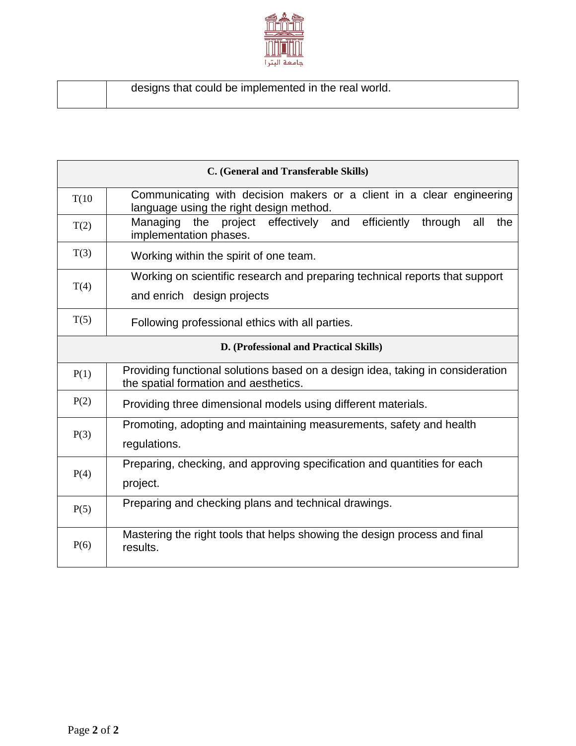| | |
|---|---|
| | designs that could be implemented in the real world. |

| C. (General and Transferable Skills) | |
|---|---|
| T(10 | Communicating with decision makers or a client in a clear engineering language using the right design method. |
| T(2) | Managing the project effectively and efficiently through all the implementation phases. |
| T(3) | Working within the spirit of one team. |
| T(4) | Working on scientific research and preparing technical reports that support and enrich design projects |
| T(5) | Following professional ethics with all parties. |
| **D. (Professional and Practical Skills)** | |
| P(1) | Providing functional solutions based on a design idea, taking in consideration the spatial formation and aesthetics. |
| P(2) | Providing three dimensional models using different materials. |
| P(3) | Promoting, adopting and maintaining measurements, safety and health regulations. |
| P(4) | Preparing, checking, and approving specification and quantities for each project. |
| P(5) | Preparing and checking plans and technical drawings. |
| P(6) | Mastering the right tools that helps showing the design process and final results. |